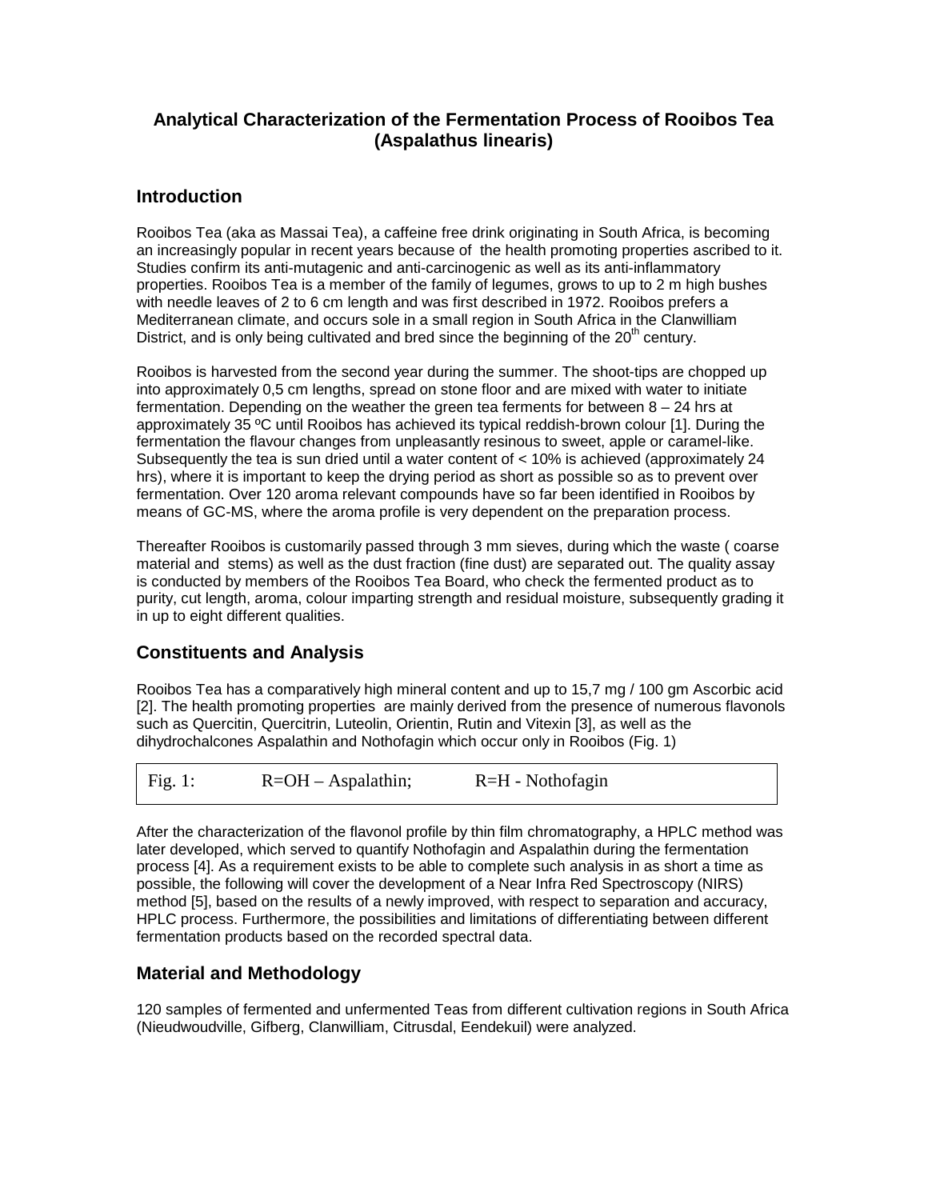# Analytical Characterization of the Fermentation Process of Rooibos Tea (Aspalathus linearis)

## Introduction

Rooibos Tea (aka as Massai Tea), a caffeine free drink originating in South Africa, is becoming an increasingly popular in recent years because of the health promoting properties ascribed to it. Studies confirm its anti-mutagenic and anti-carcinogenic as well as its anti-inflammatory properties. Rooibos Tea is a member of the family of legumes, grows to up to 2 m high bushes with needle leaves of 2 to 6 cm length and was first described in 1972. Rooibos prefers a Mediterranean climate, and occurs sole in a small region in South Africa in the Clanwilliam District, and is only being cultivated and bred since the beginning of the 20th century.

Rooibos is harvested from the second year during the summer. The shoot-tips are chopped up into approximately 0,5 cm lengths, spread on stone floor and are mixed with water to initiate fermentation. Depending on the weather the green tea ferments for between 8 – 24 hrs at approximately 35 ºC until Rooibos has achieved its typical reddish-brown colour [1]. During the fermentation the flavour changes from unpleasantly resinous to sweet, apple or caramel-like. Subsequently the tea is sun dried until a water content of < 10% is achieved (approximately 24 hrs), where it is important to keep the drying period as short as possible so as to prevent over fermentation. Over 120 aroma relevant compounds have so far been identified in Rooibos by means of GC-MS, where the aroma profile is very dependent on the preparation process.

Thereafter Rooibos is customarily passed through 3 mm sieves, during which the waste ( coarse material and stems) as well as the dust fraction (fine dust) are separated out. The quality assay is conducted by members of the Rooibos Tea Board, who check the fermented product as to purity, cut length, aroma, colour imparting strength and residual moisture, subsequently grading it in up to eight different qualities.

## Constituents and Analysis

Rooibos Tea has a comparatively high mineral content and up to 15,7 mg / 100 gm Ascorbic acid [2]. The health promoting properties are mainly derived from the presence of numerous flavonols such as Quercitin, Quercitrin, Luteolin, Orientin, Rutin and Vitexin [3], as well as the dihydrochalcones Aspalathin and Nothofagin which occur only in Rooibos (Fig. 1)

Fig. 1: R=OH – Aspalathin; R=H - Nothofagin

After the characterization of the flavonol profile by thin film chromatography, a HPLC method was later developed, which served to quantify Nothofagin and Aspalathin during the fermentation process [4]. As a requirement exists to be able to complete such analysis in as short a time as possible, the following will cover the development of a Near Infra Red Spectroscopy (NIRS) method [5], based on the results of a newly improved, with respect to separation and accuracy, HPLC process. Furthermore, the possibilities and limitations of differentiating between different fermentation products based on the recorded spectral data.

## Material and Methodology

120 samples of fermented and unfermented Teas from different cultivation regions in South Africa (Nieudwoudville, Gifberg, Clanwilliam, Citrusdal, Eendekuil) were analyzed.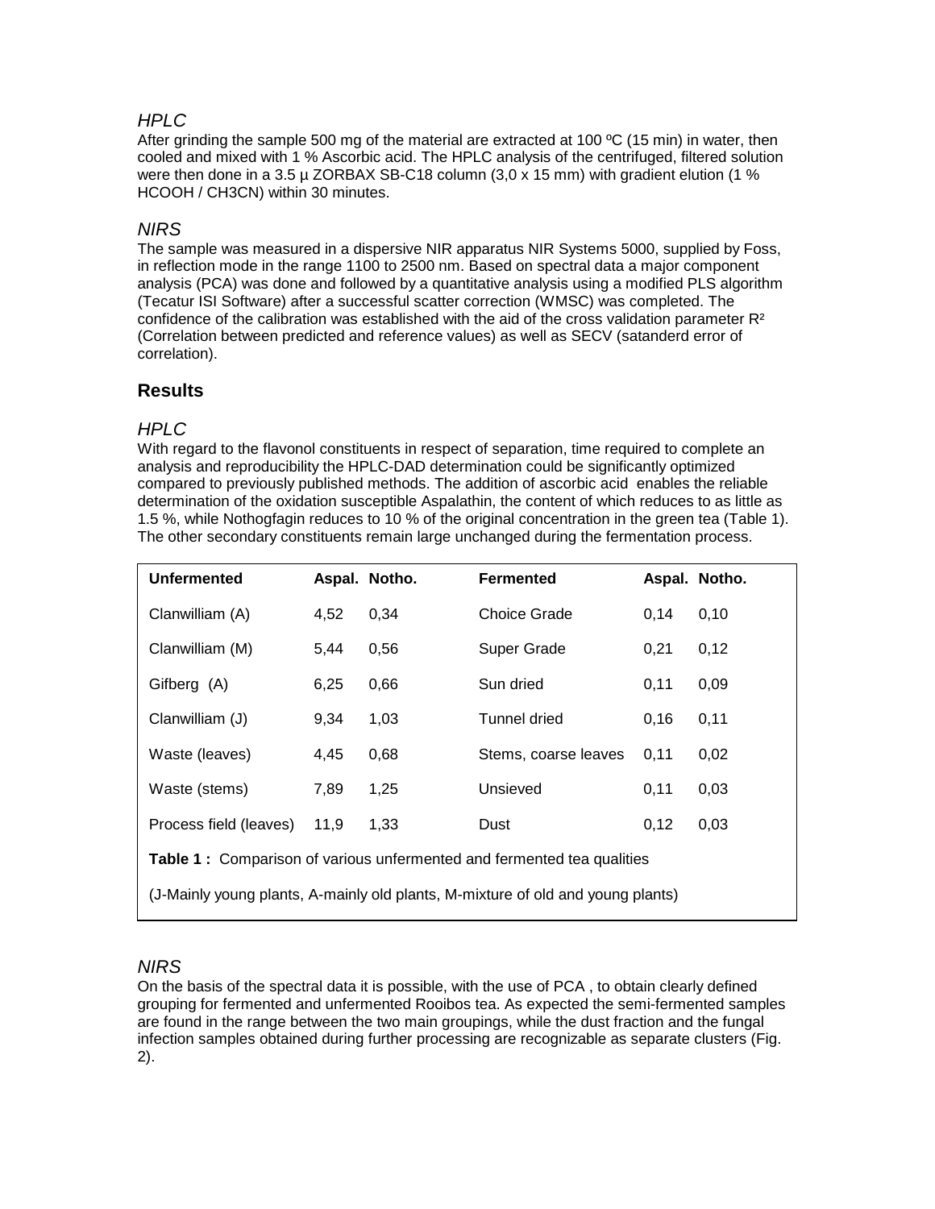### *HPLC*

After grinding the sample 500 mg of the material are extracted at 100 ºC (15 min) in water, then cooled and mixed with 1 % Ascorbic acid. The HPLC analysis of the centrifuged, filtered solution were then done in a 3.5 µ ZORBAX SB-C18 column (3,0 x 15 mm) with gradient elution (1 % HCOOH / $CH_3CN$) within 30 minutes.

### *NIRS*

The sample was measured in a dispersive NIR apparatus NIR Systems 5000, supplied by Foss, in reflection mode in the range 1100 to 2500 nm. Based on spectral data a major component analysis (PCA) was done and followed by a quantitative analysis using a modified PLS algorithm (Tecatur ISI Software) after a successful scatter correction (WMSC) was completed. The confidence of the calibration was established with the aid of the cross validation parameter $R^2$ (Correlation between predicted and reference values) as well as SECV (satanderd error of correlation).

## Results

### *HPLC*

With regard to the flavonol constituents in respect of separation, time required to complete an analysis and reproducibility the HPLC-DAD determination could be significantly optimized compared to previously published methods. The addition of ascorbic acid enables the reliable determination of the oxidation susceptible Aspalathin, the content of which reduces to as little as 1.5 %, while Nothogfagin reduces to 10 % of the original concentration in the green tea (Table 1). The other secondary constituents remain large unchanged during the fermentation process.

| Unfermented | Aspal. | Notho. | Fermented | Aspal. | Notho. |
|---|---|---|---|---|---|
| Clanwilliam (A) | 4,52 | 0,34 | Choice Grade | 0,14 | 0,10 |
| Clanwilliam (M) | 5,44 | 0,56 | Super Grade | 0,21 | 0,12 |
| Gifberg (A) | 6,25 | 0,66 | Sun dried | 0,11 | 0,09 |
| Clanwilliam (J) | 9,34 | 1,03 | Tunnel dried | 0,16 | 0,11 |
| Waste (leaves) | 4,45 | 0,68 | Stems, coarse leaves | 0,11 | 0,02 |
| Waste (stems) | 7,89 | 1,25 | Unsieved | 0,11 | 0,03 |
| Process field (leaves) | 11,9 | 1,33 | Dust | 0,12 | 0,03 |

**Table 1 :** Comparison of various unfermented and fermented tea qualities

(J-Mainly young plants, A-mainly old plants, M-mixture of old and young plants)

### *NIRS*

On the basis of the spectral data it is possible, with the use of PCA , to obtain clearly defined grouping for fermented and unfermented Rooibos tea. As expected the semi-fermented samples are found in the range between the two main groupings, while the dust fraction and the fungal infection samples obtained during further processing are recognizable as separate clusters (Fig. 2).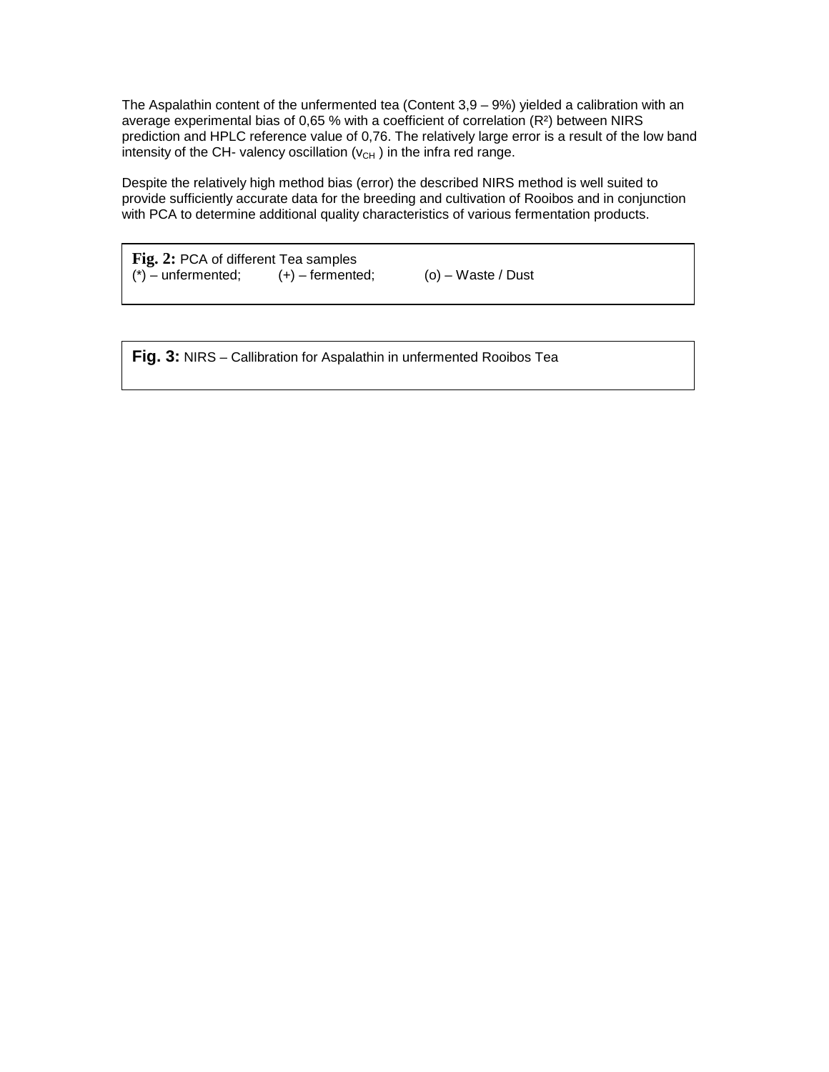The Aspalathin content of the unfermented tea (Content 3,9 – 9%) yielded a calibration with an average experimental bias of 0,65 % with a coefficient of correlation ($R^2$) between NIRS prediction and HPLC reference value of 0,76. The relatively large error is a result of the low band intensity of the CH- valency oscillation ($v_{CH}$ ) in the infra red range.

Despite the relatively high method bias (error) the described NIRS method is well suited to provide sufficiently accurate data for the breeding and cultivation of Rooibos and in conjunction with PCA to determine additional quality characteristics of various fermentation products.

**Fig. 2:** PCA of different Tea samples
(*) – unfermented; (+) – fermented; (o) – Waste / Dust

**Fig. 3:** NIRS – Callibration for Aspalathin in unfermented Rooibos Tea